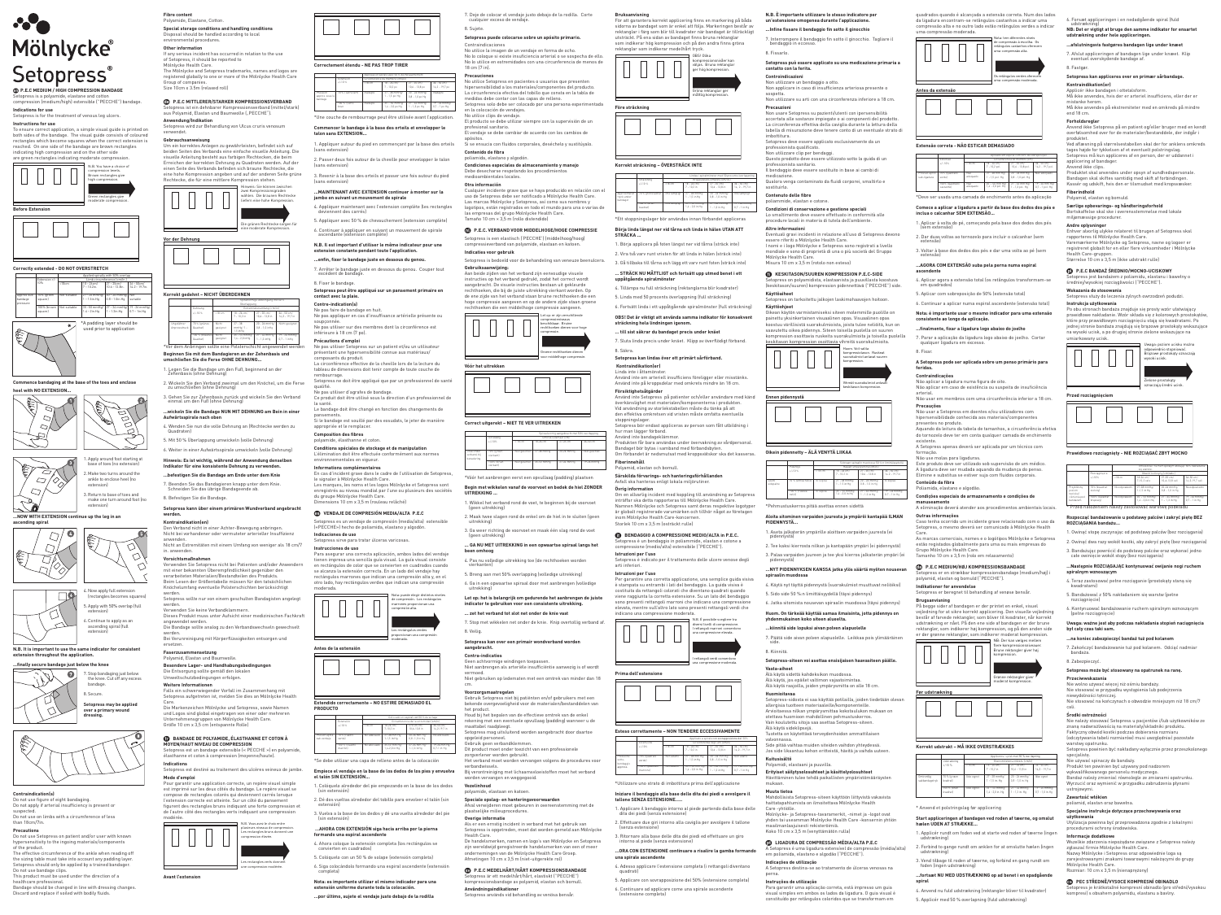# Mölnlycke

# Setopress®

## GB P.E.C MEDIUM / HIGH COMPRESSION BANDAGE

Setopress is a polyamide, elastane and cotton compression (medium/high) extensible ("PECHE") bandage.

### Indications for use

Setopress is for the treatment of venous leg ulcers.

### Instructions for use

To ensure correct application, a simple visual guide is printed on both sides of the bandage. The visual guide consists of coloured rectangles which become squares when the correct extension is reached. On one side of the bandage are brown rectangles indicating high compression and on the other side are green rectangles indicating moderate compression.

N.B. You have a choice of compression levels. Brown rectangles give high compression.

Green rectangles give moderate compression.

**Before Extension**

**Correctly extended - DO NOT OVERSTRETCH**

| | | Applied with 50% overlap | | |
|---|---|---|---|---|
| | Extension of 50% | Ankle circumference | | |
| Appropriate bandage pressure | Green rectangle (square) | Not suitable* | | |
| | Brown rectangle (square) | Not suitable* | | |

*A padding layer should be used prior to application

**Commence bandaging at the base of the toes and enclose heel with NO EXTENSION...**

1. Apply around foot starting at base of toes (no extension)
2. Make two turns around the ankle to enclose heel (no extension)
3. Return to base of toes and make one turn around foot (no extension)

**...NOW WITH EXTENSION continue up the leg in an ascending spiral**

4. Now apply full extension (rectangles become squares)
5. Apply with 50% overlap (full extension)
6. Continue to apply as an ascending spiral (full extension)

**N.B. It is important to use the same indicator for consistent extension throughout the application.**

**...finally secure bandage just below the knee**

7. Stop bandaging just below the knee. Cut off any excess bandage.
8. Secure.

**Setopress may be applied over a primary wound dressing.**

### Contraindication(s)

Do not use figure of eight bandaging.
Do not apply if arterial insufficiency is present or suspected.
Do not use on limbs with a circumference of less than 18cm/7in.

### Precautions

Do not use Setopress on patients and/or user with known hypersensitivity to the ingoing materials/components of the product.
The effective circumference of the ankle when reading off the sizing table must take into account any padding layer.
Setopress should only be applied by a trained bandager.
Do not use bandage clips.
This product must be used under the direction of a healthcare professional.
Bandage should be changed in line with dressing changes.
Discard and replace if soiled with bodily fluids.

### Fibre content

Polyamide, Elastane, Cotton.

### Special storage conditions and handling conditions

Disposal should be handled according to local environmental procedures.

### Other information

If any serious incident has occurred in relation to the use of Setopress, it should be reported to Mölnlycke Health Care.
The Mölnlycke and Setopress trademarks, names and logos are registered globally to one or more of the Mölnlycke Health Care Group of companies.
Size 10cm x 3.5m (relaxed roll)

## DE P.E.C MITTELSTARK/STARKER KOMPRESSIONSVERBAND

Setopress ist ein dehnbarer Kompressionsverband (mittel/stark) aus Polyamid, Elastan und Baumwolle ("PECHE").

### Anwendung/Indikation

Setopress wird zur Behandlung von Ulcus cruris venosum verwendet.

### Gebrauchsanweisung

Um ein korrektes Anlegen zu gewährleisten, befindet sich auf beiden Seiten des Verbands eine einfache visuelle Anleitung. Die visuelle Anleitung besteht aus farbigen Rechtecken, die beim Erreichen der korrekten Dehnung zu Quadraten werden. Auf der einen Seite des Verbands befinden sich braune Rechtecke, die eine hohe Kompression angeben und auf der anderen Seite grüne Rechtecke, die eine mittlere Kompression angeben.

Hinweis: Sie können zwischen zwei Kompressionsgraden wählen. Die braunen Rechtecke stehen für eine hohe Kompression.

Die grünen Rechtecke stehen für eine mittlere Kompression.

**Vor der Dehnung**

**Korrekt gedehnt – NICHT ÜBERDEHNEN**

*Vor dem Anbringen sollte eine Polsterschicht angewendet werden

**Beginnen Sie mit dem Bandagieren an der Zehenbasis und umschließen Sie die Ferse OHNE DEHNUNG...**

1. Legen Sie die Bandage um den Fuß, beginnend an der Zehenbasis (ohne Dehnung)
2. Wickeln Sie den Verband zweimal um den Knöchel, um die Ferse zu umschließen (ohne Dehnung)
3. Gehen Sie zur Zehenbasis zurück und wickeln Sie den Verband einmal um den Fuß (ohne Dehnung)

**...wickeln Sie die Bandage NUN MIT DEHNUNG am Bein in einer Aufwärtsspirale nach oben**

4. Wenden Sie nun die volle Dehnung an (Rechtecke werden zu Quadraten)
5. Mit 50 % Überlappung umwickeln (volle Dehnung)
6. Weiter in einer Aufwärtsspirale umwickeln (volle Dehnung)

**Hinweis: Es ist wichtig, während der Anwendung denselben Indikator für eine konsistente Dehnung zu verwenden.**

**...befestigen Sie die Bandage am Ende unter dem Knie**

7. Beenden Sie das Bandagieren knapp unter dem Knie. Schneiden Sie das übrige Bandagenende ab.
8. Befestigen Sie die Bandage.

**Setopress kann über einem primären Wundverband angebracht werden.**

### Kontraindikation(en)

Den Verband nicht in einer Achter-Bewegung anbringen.
Nicht bei vorhandener oder vermuteter arterieller Insuffizienz anwenden.
Nicht an Extremitäten mit einem Umfang von weniger als 18 cm/7 in. anwenden.

### Vorsichtsmaßnahmen

Verwenden Sie Setopress nicht bei Patienten und/oder Anwendern mit einer bekannten Überempfindlichkeit gegenüber den verarbeiteten Materialien/Bestandteilen des Produkts.
Beim Lesen der Größentabelle müssen für den tatsächlichen Knöchelumfang eventuelle Polsterschichten berücksichtigt werden.
Setopress sollte nur von einem geschulten Bandagisten angelegt werden.
Verwenden Sie keine Verbandklammern.
Dieses Produkt muss unter Aufsicht einer medizinischen Fachkraft angewendet werden.
Die Bandage sollte analog zu den Verbandswechseln gewechselt werden.
Bei Verunreinigung mit Körperflüssigkeiten entsorgen und ersetzen.

### Faserzusammensetzung

Polyamid, Elastan und Baumwolle.

### Besondere Lager- und Handhabungsbedingungen

Die Entsorgung sollte gemäß den lokalen Umweltschutzbedingungen erfolgen.

### Weitere Informationen

Falls ein schwerwiegender Vorfall im Zusammenhang mit Setopress aufgetreten ist, melden Sie dies an Mölnlycke Health Care.
Die Markenzeichen Mölnlycke und Setopress, sowie Namen und Logos sind global eingetragen von einer oder mehreren Unternehmensgruppen von Mölnlycke Health Care.
Größe 10 cm x 3,5 cm (entspannte Rolle)

## FR BANDAGE DE POLYAMIDE, ÉLASTHANE ET COTON À MOYEN/HAUT NIVEAU DE COMPRESSION

Setopress est un bandage extensible (« PECHE ») en polyamide, élasthanne et coton à compression (moyenne/haute).

### Indications

Setopress est destiné au traitement des ulcères veineux de jambe.

### Mode d'emploi

Pour garantir une application correcte, un repère visuel simple est imprimé sur les deux côtés du bandage. Le repère visuel se compose de rectangles colorés qui deviennent des carrés lorsque l'extension correcte est atteinte. Sur un côté du pansement figurent des rectangles bruns indiquant une forte compression et de l'autre côté des rectangles verts indiquant une compression modérée.

N.B. Vous avez le choix entre plusieurs niveaux de compression. Les rectangles bruns donnent une compression élevée.

Les rectangles verts donnent une compression modérée.

**Avant l'extension**

**Correctement étendu – NE PAS TROP TIRER**

*Une couche de rembourrage peut être utilisée avant l'application.

**Commencer le bandage à la base des orteils et envelopper le talon sans EXTENSION...**

1. Appliquer autour du pied en commençant par la base des orteils (sans extension)
2. Passer deux fois autour de la cheville pour envelopper le talon (sans extension)
3. Revenir à la base des orteils et passer une fois autour du pied (sans extension)

**...MAINTENANT AVEC EXTENSION continuer à monter sur la jambe en suivant un mouvement de spirale**

4. Appliquer maintenant avec l'extension complète (les rectangles deviennent des carrés)
5. Appliquer avec 50 % de chevauchement (extension complète)
6. Continuer à appliquer en suivant un mouvement de spirale ascendante (extension complète)

**N.B. Il est important d'utiliser le même indicateur pour une extension constante pendant toute l'application.**

**...enfin, fixer le bandage juste en dessous du genou.**

7. Arrêter le bandage juste en dessous du genou. Couper tout excédent de bandage.
8. Fixer le bandage.

**Setopress peut être appliqué sur un pansement primaire en contact avec la plaie.**

### Contre-indication(s)

Ne pas faire de bandage en huit.
Ne pas appliquer en cas d'insuffisance artérielle présente ou soupçonnée.
Ne pas utiliser sur des membres dont la circonférence est inférieure à 18 cm (7 po).

### Précautions d'emploi

Ne pas utiliser Setopress sur un patient et/ou un utilisateur présentant une hypersensibilité connue aux matériaux/composants du produit.
La circonférence effective de la cheville lors de la lecture du tableau de dimensions doit tenir compte de toute couche de rembourrage.
Setopress ne doit être appliqué que par un professionnel de santé qualifié.
Ne pas utiliser d'agrafes de bandage.
Ce produit doit être utilisé sous la direction d'un professionnel de la santé.
Le bandage doit être changé en fonction des changements de pansements.
Si le bandage est souillé par des exsudats, le jeter de manière appropriée et le remplacer.

### Composition des fibres

polyamide, élasthanne et coton.

### Conditions spéciales de stockage et de manipulation

L'élimination doit être effectuée conformément aux normes environnementales en vigueur.

### Informations complémentaires

En cas d'incident grave dans le cadre de l'utilisation de Setopress, le signaler à Mölnlycke Health Care.
Les marques, les noms et les logos Mölnlycke et Setopress sont enregistrés au niveau mondial par l'une ou plusieurs des sociétés du groupe Mölnlycke Health Care.
Dimensions 10 cm x 3,5 m (rouleau relâché)

## ES VENDAJE DE COMPRESIÓN MEDIA/ALTA P.E.C

Setopress es un vendaje de compresión (media/alta) extensible («PECHE») hecho de poliamida, elastano y algodón.

### Indicaciones de uso

Setopress sirve para tratar úlceras varicosas.

### Instrucciones de uso

Para asegurar una correcta aplicación, ambos lados del vendaje tienen impresa una sencilla guía visual. La guía visual consiste en rectángulos de color que se convierten en cuadrados cuando se alcanza la extensión correcta. En un lado del vendaje hay rectángulos marrones que indican una compresión alta y, en el otro lado, hay rectángulos verdes que indican una compresión moderada.

N.B. Puede elegir distintos niveles de compresión. Los rectángulos marrones proporcionan una compresión alta.

Los rectángulos verdes proporcionan una compresión moderada.

**Antes de la extensión**

**Extendido correctamente – NO ESTIRE DEMASIADO EL PRODUCTO**

*Se debe utilizar una capa de relleno antes de la colocación

**Empiece el vendaje en la base de los dedos de los pies y envuelva el talón SIN EXTENSIÓN...**

1. Colóquelo alrededor del pie empezando en la base de los dedos (sin extensión)
2. Dé dos vueltas alrededor del tobillo para envolver el talón (sin extensión)
3. Vuelva a la base de los dedos y dé una vuelta alrededor del pie (sin extensión)

**...AHORA CON EXTENSIÓN siga hacia arriba por la pierna formando una espiral ascendente**

4. Ahora coloque la extensión completa (los rectángulos se convierten en cuadrados)
5. Colóquela con un 50 % de solape (extensión completa)
6. Siga colocándolo formando una espiral ascendente (extensión completa)

**Nota: es importante utilizar el mismo indicador para una extensión uniforme durante toda la colocación.**

**...por último, sujete el vendaje justo debajo de la rodilla**

7. Deje de colocar el vendaje justo debajo de la rodilla. Corte cualquier exceso de vendaje.
8. Sujete.

**Setopress puede colocarse sobre un apósito primario.**

### Contraindicaciones

No utilice la imagen de un vendaje en forma de ocho.
No lo coloque si existe insuficiencia arterial o se sospecha de ello.
No lo utilice en extremidades con una circunferencia de menos de 18 cm (7 in).

### Precauciones

No utilice Setopress en pacientes o usuarios que presenten hipersensibilidad a los materiales/componentes del producto.
La circunferencia efectiva del tobillo que consta en la tabla de medidas debe contar con las capas de relleno.
Setopress solo debe ser colocado por una persona experimentada en la colocación de vendajes.
No utilice clips de vendaje.
El producto se debe utilizar siempre con la supervisión de un profesional sanitario.
El vendaje se debe cambiar de acuerdo con los cambios de apósitos.
Si se ensucia con fluidos corporales, deséchelo y sustitúyalo.

### Contenido de fibra

poliamida, elastano y algodón.

### Condiciones especiales de almacenamiento y manejo

Debe desecharse respetando los procedimientos medioambientales locales.

### Otra información

Cualquier incidente grave que se haya producido en relación con el uso de Setopress debe ser notificado a Mölnlycke Health Care.
Las marcas Mölnlycke y Setopress, así como sus nombres y logotipos, están registrados en todo el mundo para una o varias de las empresas del grupo Mölnlycke Health Care.
Tamaño 10 cm x 3,5 m (rollo distendido)

## NL P.E.C. VERBAND VOOR MIDDELHOGE/HOGE COMPRESSIE

Setopress is een elastisch ("PECHE") (middelhoog/hoog) compressieverband van polyamide, elastaan en katoen.

### Indicaties voor gebruik

Setopress is bedoeld voor de behandeling van veneuze beenulcera.

### Gebruiksaanwijzing

Aan beide zijden van het verband zijn eenvoudige visuele instructies op het verband gedrukt, zodat het correct wordt aangebracht. De visuele instructies bestaan uit gekleurde rechthoeken, die bij de juiste uitrekking vierkanten worden. Op de ene zijde van het verband staan bruine rechthoeken die een hoge compressie aangeven en op de andere zijde staan groene rechthoeken die een middelhoge compressie aangeven.

Let op: er zijn verschillende compressieniveaus beschikbaar. Bruine rechthoeken bieden een hoge compressie.

Groene rechthoeken bieden een middelhoge compressie.

**Vóór het uitrekken**

**Correct uitgerekt – NIET TE VER UITREKKEN**

*Vóór het aanbrengen wordt een opvullaag (padding) geplaatst

**Begin met wikkelen vanaf de voorvoet en bedek de hiel ZONDER UITREKKING ...**

1. Wikkel het verband rond de voet, te beginnen bij de voorvoet (geen uitrekking)
2. Maak twee slagen rond de enkel om de hiel in te sluiten (geen uitrekking)
3. Ga weer richting de voorvoet en maak één slag rond de voet (geen uitrekking)

**... GA NU MET UITREKKING in een opwaartse spiraal langs het been omhoog**

4. Pas nu volledige uitrekking toe (de rechthoeken worden vierkanten)
5. Breng aan met 50% overlapping (volledige uitrekking)
6. Ga in een opwaartse spiraal door met aanbrengen (volledige uitrekking)

**Let op: het is belangrijk om gedurende het aanbrengen de juiste indicator te gebruiken voor een consistente uitrekking.**

**... zet het verband tot slot net onder de knie vast**

7. Stop met wikkelen net onder de knie. Knip overtollig verband af.
8. Veilig.

**Setopress kan over een primair wondverband worden aangebracht.**

### Contra-indicaties

Geen achtvormige windingen toepassen.
Niet aanbrengen als arteriële insufficiëntie aanwezig is of wordt vermoed.
Niet gebruiken op ledematen met een omtrek van minder dan 18 cm.

### Voorzorgsmaatregelen

Gebruik Setopress niet bij patiënten en/of gebruikers met een bekende overgevoeligheid voor de materialen/bestanddelen van het product.
Houd bij het bepalen van de effectieve omtrek van de enkel rekening met een eventuele opvullaag (padding) wanneer u de maattabel raadpleegt.
Setopress mag uitsluitend worden aangebracht door daartoe opgeleid personeel.
Gebruik geen verbandklemmen.
Dit product moet onder toezicht van een professionele zorgverlener worden gebruikt.
Het verband moet worden vervangen volgens de procedures voor verbandwissels.
Bij verontreiniging met lichaamsvloeistoffen moet het verband worden vervangen en weggegooid.

### Vezelinhoud

polyamide, elastaan en katoen.

### Speciale opslag- en hanteringsvoorwaarden

Afval verwijderen moet gebeuren in overeenstemming met de plaatselijke milieuprocedures.

### Overige informatie

Als er een ernstig incident in verband met het gebruik van Setopress is opgetreden, moet dit worden gemeld bij Mölnlycke Health Care.
De handelsmerken, namen en logo's van Mölnlycke en Setopress zijn wereldwijd geregistreerde handelsmerken van een of meer ondernemingen van de Mölnlycke Health Care Group.
Afmetingen 10 cm x 3,5 m (niet-uitgerekte rol)

## SE P.E.C MEDELHÅRT/HÅRT KOMPRESSIONSBANDAGE

Setopress är ett medelhårt/hårt, elastiskt ("PECHE") kompressionsbandage av polyamid, elastan och bomull.

### Användningsindikationer

Setopress används vid behandling av venösa bensår.

### Bruksanvisning

För att garantera korrekt applicering finns en markering på båda sidorna av bandaget som är enkel att följa. Markeringen består av rektanglar i färg som blir till kvadrater när bandaget är tillräckligt utsträckt. På ena sidan av bandaget finns bruna rektanglar som indikerar hög kompression och på den andra finns gröna rektanglar som indikerar medelhårt tryck.

OBS! Olika kompressionsnivåer kan väljas. Bruna rektanglar ger hög kompression.

Gröna rektanglar ger måttlig kompression.

**Före sträckning**

**Korrekt sträckning – ÖVERSTRÄCK INTE**

*Ett stoppningslager bör användas innan förbandet appliceras

**Börja linda längst ner vid tårna och linda in hälen UTAN ATT STRÄCKA ...**

1. Börja applicera på foten längst ner vid tårna (sträck inte)
2. Vira två varv runt vristen för att linda in hälen (sträck inte)
3. Gå tillbaka till tårna och lägg ett varv runt foten (sträck inte)

**... STRÄCK NU MÄTTLIGT och fortsätt upp utmed benet i ett uppåtgående spiralmönster**

4. Tillämpa nu full sträckning (rektanglarna blir kvadrater)
5. Linda med 50 procents överlappning (full sträckning)
6. Fortsätt linda i ett uppåtgående spiralmönster (full sträckning)

**OBS! Det är viktigt att använda samma indikator för konsekvent sträckning hela lindningen igenom.**

**... till sist säkrar du bandaget precis under knäet**

7. Sluta linda precis under knäet. Klipp av överflödigt förband.
8. Säkra.

**Setopress kan läggas över ett primärt sårförband.**

### Kontraindikation(er)

Linda inte i åttamönster.
Använd inte om arteriell insufficiens föreligger eller misstänks.
Använd inte på kroppsdelar med omkrets mindre än 18 cm.

### Försiktighetsåtgärder

Använd inte Setopress på patienter och/eller användare med känd överkänslighet mot materialen/komponenterna i produkten.
Vid användning av storlekstabellen måste du tänka på att den effektiva omkretsen vid vristen måste omfatta eventuella stoppningslager.
Setopress bör endast appliceras av person som fått utbildning i hur man lägger förband.
Använd inte bandageklämmor.
Produkten får bara användas under övervakning av vårdpersonal.
Bandaget bör bytas i samband med förbandsbyten.
Om förbandet är nedsmutsat med kroppsvätskor ska det kasseras.

### Fiberinnehåll

Polyamid, elastan och bomull.

### Särskilda förvarings- och hanteringsförhållanden

Avfall ska hanteras enligt lokala miljörutiner.

### Övrig information

Om en allvarlig incident med koppling till användning av Setopress inträffar ska detta rapporteras till Mölnlycke Health Care.
Namnen Mölnlycke och Setopress samt deras respektive logotyper är globalt registrerade varumärken och tillhör något av företagen inom Mölnlycke Health Care-koncernen.
Storlek 10 cm x 3,5 m (osträckt rulle)

## IT BENDAGGIO A COMPRESSIONE MEDIO/ALTA in P.E.C.

Setopress è un bendaggio in poliammide, elastane e cotone a compressione (media/alta) estensibile ("PECHE").

### Istruzioni per l'uso

Setopress è indicato per il trattamento delle ulcere venose degli arti inferiori.

### Istruzioni per l'uso

Per garantire una corretta applicazione, una semplice guida visiva è stampata su entrambi i lati del bendaggio. La guida visiva è costituita da rettangoli colorati che diventano quadrati quando viene raggiunta la corretta estensione. Su un lato del bendaggio sono presenti rettangoli marroni che indicano una compressione elevata, mentre sull'altro lato sono presenti rettangoli verdi che indicano una compressione moderata.

N.B. È possibile scegliere tra diversi livelli di compressione. I rettangoli marroni consentono una compressione elevata.

I rettangoli verdi consentono una compressione moderata.

**Prima dell'estensione**

**Esteso correttamente – NON TENDERE ECCESSIVAMENTE**

*Utilizzare uno strato di imbottitura prima dell'applicazione

**Iniziare il bendaggio alla base delle dita dei piedi e avvolgere il tallone SENZA ESTENSIONE....**

1. Applicare il bendaggio intorno al piede partendo dalla base delle dita dei piedi (senza estensione)
2. Effettuare due giri intorno alla caviglia per avvolgere il tallone (senza estensione)
3. Ritornare alla base delle dita dei piedi ed effettuare un giro intorno al piede (senza estensione)

**...ORA CON ESTENSIONE continuare a risalire la gamba formando una spirale ascendente**

4. Adesso applicare l'estensione completa (i rettangoli diventano quadrati)
5. Applicare con sovrapposizione del 50% (estensione completa)
6. Continuare ad applicare come una spirale ascendente (estensione completa)

**N.B. È importante utilizzare lo stesso indicatore per un'estensione omogenea durante l'applicazione.**

**...Infine fissare il bendaggio fin sotto il ginocchio**

7. Interrompere il bendaggio fin sotto il ginocchio. Tagliare il bendaggio in eccesso.
8. Fissarlo.

**Setopress può essere applicato su una medicazione primaria a contatto con la ferita.**

### Controindicazioni

Non utilizzare un bendaggio a otto.
Non applicare in caso di insufficienza arteriosa presente o sospetta.
Non utilizzare su arti con una circonferenza inferiore a 18 cm.

### Precauzioni

Non usare Setopress su pazienti/utenti con ipersensibilità accertata alle sostanze impiegate e ai componenti del prodotto.
La circonferenza effettiva della caviglia durante la lettura della tabella di misurazione deve tenere conto di un eventuale strato di imbottitura.
Setopress deve essere applicato esclusivamente da un professionista qualificato.
Non utilizzare clip per bendaggi.
Questo prodotto deve essere utilizzato sotto la guida di un professionista sanitario.
Il bendaggio deve essere sostituito in base ai cambi di medicazione.
Qualora venga contaminato da fluidi corporei, smaltirlo e sostituirlo.

### Contenuto della fibra

poliammide, elastane e cotone.

### Condizioni di conservazione e gestione speciali

Lo smaltimento deve essere effettuato in conformità alle procedure locali in materia di tutela dell'ambiente.

### Altre informazioni

Eventuali gravi incidenti in relazione all'uso di Setopress devono essere riferiti a Mölnlycke Health Care.
I nomi e i logo Mölnlycke e Setopress sono registrati a livello mondiale a nome di una o più società del gruppo Mölnlycke Health Care.
Misura 10 cm x 3,5 m (rotolo non esteso)

## FI KESKITASON/SUUREN KOMPRESSION P.E.C-SIDE

Setopress on polyamidista, elastaanista ja puuvillasta koostuva (keskitason/suuren) kompression pidennettävä ("PECHE") side.

### Käyttöaiheet

Setopress on tarkoitettu jalkojen laskimohaavojen hoitoon.

### Käyttöohjeet

Oikean käytön varmistamiseksi siteen molemmille puolille on painettu yksinkertainen visuaalinen opas. Visuaalinen opas koostuu värillisistä suorakulmioista, jotka tulevat neliöiksi, kun on saavutettu oikea pidennys. Siteen toisella puolella on ruskeat suorakulmiot osoittamassa suurta kompressiota ja toisella puolella keskitason kompression osoittavia vihreitä suorakulmioita.

Huom. Voit valita kompressiotason. Ruskeat suorakulmiot antavat suuren kompression.

Vihreät suorakulmiot antavat keskitason kompression.

**Ennen pidennystä**

**Oikein pidennetty – ÄLÄ VENYTÄ LIIKAA**

*Pehmustekerros pitää asettaa ennen sidettä

**Aloita sitominen varpaiden juuresta ja ympäröi kantapää ILMAN PIDENNYSTÄ...**

1. Aseta jalkaterän ympärille aloittaen varpaiden juuresta (ei pidennystä)
2. Tee kaksi kierrosta nilkan ja kantapään ympäri (ei pidennystä)
3. Palaa varpaiden juureen ja tee yksi kierros jalkaterän ympäri (ei pidennystä)

**...NYT PIDENNYKSEN KANSSA jatka ylös säärtä myöten nousevan spiraalin muodossa**

4. Käytä nyt täyttä pidennystä (suorakulmiot muuttuvat neliöiksi)
5. Side sidetään 50 % limittäisyydellä (täysi pidennys)
6. Jatka sitomista nousevan spiraalin muodossa (täysi pidennys)

**Huom. On tärkeää käyttää samaa ilmaisinta, jotta pidennys on yhdenmukainen koko siteen alueella.**

**...kiinnitä side lopuksi aivan polven alapuolelle**

7. Päätä side aivan polven alapuolelle. Leikkaa pois ylimääräinen side.
8. Kiinnitä.

**Setopress-siteen voi asettaa ensisijaisen haavasiteen päälle.**

### Vasta-aiheet

Älä käytä sidettä kahdeksikon muodossa.
Älä käytä, jos epäilet valtimon vajaatoimintaa.
Älä käytä raajoilla, joiden ympärysmitta on alle 18 cm.

### Huomioitavaa

Setopress-sidettä ei saa käyttää potilailla, joiden tiedetään olevan allergisia tuotteen materiaaleille/komponenteille.
Arvioitaessa nilkan ympärysmittaa kokotaulukosta on otettava huomioon mahdollinen pehmustekerros.
Vain koulutettu sitoja saa asettaa Setopress-siteen.
Älä käytä sidepinnejä.
Tuotetta on käytettävä terveydenhuollon ammattilaisen valvonnassa.
Side pitää vaihtaa muiden siteiden vaihdon yhteydessä.
Jos side likaantuu kehon eritteistä, hävitä ja vaihda uuteen.

### Kuitusisältö

Polyamidi, elastaani ja puuvilla.

### Erityiset säilytysolosuhteet ja käsittelyolosuhteet

Hävittäminen tulee tehdä paikallisten ympäristömääräysten mukaan.

### Muuta tietoa

Mahdollisista Setopress-siteen käyttöön liittyvistä vakavista haittatapahtumista on ilmoitettava Mölnlycke Health Care -yhtiölle.
Mölnlycke- ja Setopress-tavaramerkit, -nimet ja -logot ovat yhden tai useamman Mölnlycke Health Care -konsernin yhtiön maailmanlaajuisesti rekisteröimiä.
Koko 10 cm x 3,5 m (venyttämätön rulla)

## PT LIGADURA DE COMPRESSÃO MÉDIA/ALTA P.E.C

A Setopress é uma ligadura extensível de compressão (média/alta) em poliamida, elastano e algodão ("PECHE").

### Indicações de utilização

A Setopress destina-se ao tratamento de úlceras venosas na perna.

### Instruções de utilização

Para garantir uma aplicação correta, está impresso um guia visual simples em ambos os lados da ligadura. O guia visual é constituído por retângulos coloridos que se transformam em quadrados quando é alcançada a extensão correta. Num dos lados da ligadura encontram-se retângulos castanhos a indicar uma compressão alta e no outro lado estão retângulos verdes a indicar uma compressão moderada.

Nota: tem diferentes níveis de compressão à escolha. Os retângulos castanhos oferecem uma compressão alta.

Os retângulos verdes oferecem uma compressão moderada.

**Antes da extensão**

**Extensão correta – NÃO ESTICAR DEMASIADO**

*Deve ser usada uma camada de enchimento antes da aplicação

**Comece a aplicar a ligadura a partir da base dos dedos dos pés e inclua o calcanhar SEM EXTENSÃO...**

1. Aplicar à volta do pé, começando pela base dos dedos dos pés (sem extensão)
2. Dar duas voltas ao tornozelo para incluir o calcanhar (sem extensão)
3. Voltar à base dos dedos dos pés e dar uma volta ao pé (sem extensão)

**...AGORA COM EXTENSÃO suba pela perna numa espiral ascendente**

4. Aplicar agora a extensão total (os retângulos transformam-se em quadrados)
5. Aplicar com sobreposição de 50% (extensão total)
6. Continuar a aplicar numa espiral ascendente (extensão total)

**Nota: é importante usar o mesmo indicador para uma extensão consistente ao longo da aplicação.**

**...finalmente, fixar a ligadura logo abaixo do joelho**

7. Parar a aplicação da ligadura logo abaixo do joelho. Cortar qualquer ligadura em excesso.
8. Fixar.

**A Setopress pode ser aplicada sobre um penso primário para feridas.**

### Contraindicações

Não aplicar a ligadura numa figura de oito.
Não aplicar em caso de existência ou suspeita de insuficiência arterial.
Não usar em membros com uma circunferência inferior a 18 cm.

### Precauções

Não usar a Setopress em doentes e/ou utilizadores com hipersensibilidade conhecida aos materiais/componentes presentes no produto.
Aquando da leitura da tabela de tamanhos, a circunferência efetiva do tornozelo deve ter em conta qualquer camada de enchimento existente.
A Setopress apenas deverá ser aplicada por um técnico com formação.
Não use molas para ligaduras.
Este produto deve ser utilizado sob supervisão de um médico.
A ligadura deve ser mudada aquando da mudança do penso.
Elimine e substitua se sujar com fluidos corporais.

### Conteúdo da fibra

Poliamida, elastano e algodão.

### Condições especiais de armazenamento e condições de manuseamento

A eliminação deverá atender aos procedimentos ambientais locais.

### Outras informações

Caso tenha ocorrido um incidente grave relacionado com o uso da Setopress, o mesmo deverá ser comunicado à Mölnlycke Health Care.
As marcas comerciais, nomes e logótipos Mölnlycke e Setopress estão registadas globalmente para uma ou mais empresas do Grupo Mölnlycke Health Care.
Tamanho 10 cm x 3,5 m (rolo não esticado)

## DK P.E.C MEDIUM/HØJ KOMPRESSIONSBANDAGE

Setopress er en strækbar kompressionsbandage (medium/høj) i polyamid, elastan og bomuld ("PECHE").

### Indikationer for anvendelse

Setopress er beregnet til behandling af venøse bensår.

### Brugsanvisning

På begge sider af bandagen er der printet en enkel, visuel vejledning for at sikre korrekt applicering. Den visuelle vejledning består af farvede rektangler, som bliver til kvadrater, når korrekt udstrækning er nået. På den ene side af bandagen er der brune rektangler, som indikerer høj kompression, og på den anden side er der grønne rektangler, som indikerer moderat kompression.

NB: Der kan vælges mellem flere kompressionsniveauer. Brune rektangler giver høj kompression.

Grønne rektangler giver moderat kompression.

**Før udstrækning**

**Korrekt udstrakt – MÅ IKKE OVERSTRÆKKES**

* Anvend et polstringslag før applicering

**Start appliceringen af bandagen ved roden af tæerne, og omslut hælen UDEN AT STRÆKKE...**

1. Applicer rundt om foden ved at starte ved roden af tæerne (ingen udstrækning)
2. Foretag to gange rundt om anklen for at omslutte hælen (ingen udstrækning)
3. Vend tilbage til roden af tæerne, og foretag en gang rundt om foden (ingen udstrækning)

**...fortsæt NU MED UDSTRÆKNING op ad benet i en opadgående spiral**

4. Anvend nu fuld udstrækning (rektangler bliver til kvadrater)
5. Applicér med 50 % overlapning (fuld udstrækning)
6. Fortsæt appliceringen i en opadgående spiral (fuld udstrækning)

**NB: Det er vigtigt at bruge den samme indikator for ensartet udstrækning under hele appliceringen.**

**...afslutningsvis fastgøres bandagen lige under knæet**

7. Afslut appliceringen af bandagen lige under knæet. Klip eventuel overskydende bandage af.
8. Fastgør.

**Setopress kan appliceres over en primær sårbandage.**

### Kontraindikation(er)

Applicér ikke bandagen i ottetalsform.
Må ikke anvendes, hvis der er arteriel insufficiens, eller der er mistanke herom.
Må ikke anvendes på ekstremiteter med en omkreds på mindre end 18 cm.

### Forholdsregler

Anvend ikke Setopress på en patient og/eller bruger med en kendt overfølsomhed over for de materialer/bestanddele, der indgår i produktet.
Ved aflæsning på størrelsestabellen skal der for anklens omkreds tages højde for tykkelsen af et eventuelt polstringslag.
Setopress må kun appliceres af en person, der er uddannet i applicering af bandager.
Anvend ikke clips.
Produktet skal anvendes under opsyn af sundhedspersonale.
Bandagen skal skiftes samtidig med skift af forbindingen.
Kasser og udskift, hvis den er tilsmudset med kropsvæsker.

### Fiberindhold

Polyamid, elastan og bomuld.

### Særlige opbevarings- og håndteringsforhold

Bortskaffelse skal ske i overensstemmelse med lokale miljømæssige procedurer.

### Andre oplysninger

Enhver alvorlig ulykke relateret til brugen af Setopress skal rapporteres til Mölnlycke Health Care.
Varemærkerne Mölnlycke og Setopress, navne og logoer er registreret globalt for en eller flere virksomheder i Mölnlycke Health Care-gruppen.
Størrelse 10 cm x 3,5 m (ikke strakt rulle)

## PL P.E.C BANDAŻ ŚREDNIO/MOCNO-UCISKOWY

Setopress jest bandażem z poliamidu, elastanu i bawełny o średniej/wysokiej rozciągliwości ("PECHE").

### Wskazania do stosowania

Setopress służy do leczenia żylnych owrzodzeń podudzi.

### Instrukcja użytkowania

Po obu stronach bandaża znajduje się prosty wskaźnik wizualny prawidłowego nakładania. Wzór składa się z kolorowych prostokątów, które przy prawidłowym rozciągnięciu stają się kwadratami. Po jednej stronie bandaża znajdują się brązowe prostokąty wskazujące na wysoki ucisk, a po drugiej stronie zielone wskazujące na umiarkowany ucisk.

Uwaga: poziom ucisku można odpowiednio dopasować. Brązowe prostokąty oznaczają wysoki ucisk.

Zielone prostokąty oznaczają średni ucisk.

**Przed rozciągnięciem**

**Prawidłowe rozciągnięcie – NIE ROZCIĄGAĆ ZBYT MOCNO**

* Przed nałożeniem należy zastosować warstwę podkładki

**Rozpocząć bandażowanie u podstawy palców i zakryć piętę BEZ ROZCIĄGANIA bandaża...**

1. Owinąć stopę zaczynając od podstawy palców (bez rozciągania)
2. Owinąć dwa razy wokół kostki, aby zakryć piętę (bez rozciągania)
3. Bandażując powrócić do podstawy palców oraz wykonać jedno całe owinięcie wokół stopy (bez rozciągania)

**...Następnie ROZCIĄGAJĄC kontynuować owijanie nogi ruchem spiralnym wznoszącym**

4. Teraz zastosować pełne rozciąganie (prostokąty stają się kwadratami)
5. Bandażować z 50% nakładaniem się warstw (pełne rozciąganie)
6. Kontynuować bandażowanie ruchem spiralnym wznoszącym (pełne rozciąganie)

**Uwaga: ważne jest aby podczas nakładania stopień rozciągnięcia był cały czas taki sam.**

**...na koniec zabezpieczyć bandaż tuż pod kolanem**

7. Zakończyć bandażowanie tuż pod kolanem. Odciąć nadmiar bandaża.
8. Zabezpieczyć.

**Setopress może być stosowany na opatrunek na ranę.**

### Przeciwwskazania

Nie wolno używać techniki ósemkowej bandażowania.
Nie należy stosować w przypadku wystąpienia lub podejrzenia niewydolności tętniczej.
Nie stosować na kończynach o obwodzie mniejszym niż 18 cm/7 cali.

### Środki ostrożności

Nie należy stosować Setopress u pacjentów i/lub użytkowników ze znaną nadwrażliwością na materiały/składniki produktu.
Faktyczny obwód kostki podczas odczytu tabeli rozmiarów powinien uwzględniać warstwę podkładki.
Setopress powinien być nakładany wyłącznie przez przeszkolony personel.
Nie używać spinaczy do bandaży.
Produkt ten powinien być używany pod nadzorem wykwalifikowanego personelu medycznego.
Bandaż należy zmieniać równolegle ze zmianami opatrunku.
Wyrzucić oraz wymienić w przypadku zabrudzenia płynami ustrojowymi.

### Zawartość włókien

poliamid, elastan oraz bawełna.

### Specjalne instrukcje dotyczące przechowywania oraz użytkowania

Utylizacja powinna być przeprowadzona zgodnie z lokalnymi procedurami ochrony środowiska.

### Informacje dodatkowe

Wszelkie zdarzenia niepożądane związane z Setopress należy zgłaszać firmie Mölnlycke Health Care.
Nazwy Mölnlycke i Setopress oraz odpowiednie loga są zarejestrowanymi znakami towarowymi należącymi do grupy Mölnlycke Health Care.
Rozmiar: 10 cm x 3,5 m (nienaprężony)

## CZ PEC STŘEDNĚ/VYSOCE KOMPRESNÍ OBINADLO

Setopress je krátkotažné kompresní obinadlo (pro středně/vysokou kompresi) s obsahem polyamidu, elastanu a bavlny.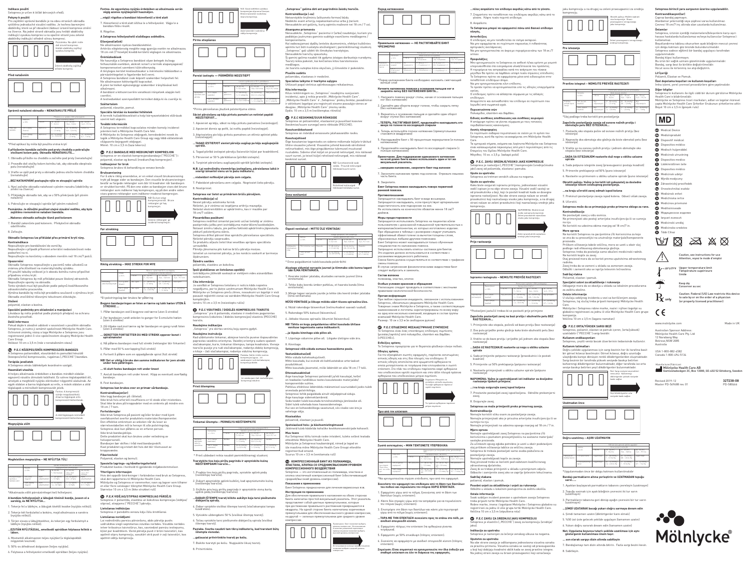**Indikace použití**

Setopress je určen k léčbě bércových vředů.

**Pokyny k použití**

Pro zajištění správné bandáže je na obou stranách obinadla vytištěno jednoduché vizuální vodítko. Je tvořeno řadami obdélníků, které se při dosažení žádoucí úrovně komprese změní na čtverce. Na jedné straně obinadla jsou hnědé obdélníky indikující vysokou kompresi a na opačné straně jsou zelené obdélníky indikující střední kompresi.

**Před natažením**

**Správně natažené obinadlo – NENATAHUJTE PŘÍLIŠ**

**Kontraindikace**

**Upozornění**

**Složení**

polyamid, elastan a bavlna.

**Speciální podmínky pro skladování a manipulaci**

**Další informace**

**P.E.C KÖZEPES/ERŐS KOMPRESSZIÓS BANDÁZS**

**Terápiás javallatok**

**Használati utasítás**

**Megnyújtás előtt**

**Megfelelően megnyújtva – NE NYÚJTSA TÚL!**

**Ellenjavallatok**

**Óvintézkedések**

**Számítások**

**Összetétel**

poliamid, elasztán és pamut.

**Speciális tárolási és kezelési feltételek**

**További információk**

**P.E.C BANDASJE MED MEDIUM/HØY KOMPRESJON**

**Indikasjoner for bruk**

**Bruksanvisning**

**Før strekking**

**Riktig strekking – IKKE STREKK FOR MYE**

**Kontraindikasjon(er)**

**Forholdsregler**

**Fiberinnhold**

Polyamid, elastan og bomull.

**Spesielle lagrings- og håndteringsforhold**

**Ytterligere informasjon**

**P.E.C VIDĒJAS/STIPRAS KOMPRESIJAS PĀRSĒJS**

**Lietošanas indikācijas**

**Lietošanas norādījumi**

**Pirms atlaišanas**

**Pareizi izstiepts – PĀRMĒRĪGI NEIZSTIEPT**

**Kontrindikācija(-s)**

**Piesardzības pasākumi**

**Šķiedru sastāvs**

poliamīds, elastāns un kokvilna.

**Īpaši glabāšanas un lietošanas apstākļi**

**Cita informācija**

**P.E.C VIDUTINIS / DIDELĖS KOMPRESIJOS TVARSTIS**

**Naudojimo indikacijos**

**Naudojimo instrukcija**

**Prieš ištempimą**

**Tinkamai ištempta – PERNELYG NEIŠTEMPKITE**

**Kontraindikacija (-os)**

**Atsargumo priemonės**

**Pluošto sudėtis**

poliamidas, elastanas ir medvilnė.

**Specialios laikymo ir tvarkymo sąlygos**

**Kita informacija**

**P.E.C KESKMINE/SUUR RÕHKSIDE**

**Kasutamisnäidustused**

**Kasutusjuhised**

**Enne venitamist**

**Õigesti venitatud – MITTE ÜLE VENITADA!**

**Vastunäidustus(ed)**

**Ettevaatusabinõud**

**Kiusisaldus**

polüamiid, elastaan ja puuvill.

**Spetsiaalsed hoiu- ja käsitsemistingimused**

**Muu teave**

**КОМПРЕССИОННЫЙ БИНТ ИЗ ПОЛИАМИДА, ЭЛАСТАНА, ХЛОПКА СО СРЕДНИМ/ВЫСОКИМ УРОВНЕМ КОМПРЕССИОННОГО ВОЗДЕЙСТВИЯ**

**Показания к применению**

**Инструкция по применению**

**Перед натяжением**

**Правильное натяжение — НЕ РАСТЯГИВАЙТЕ БИНТ ЧРЕЗМЕРНО**

**Противопоказания**

**Меры предосторожности**

**Состав волокна**

полиамид, эластан, хлопок

**Особые условия хранения и обращения**

**Прочая информация**

**P.E.C ΕΠΙΔΕΣΜΟΣ ΜΕΣΑΙΑΣ/ΥΨΗΛΗΣ ΣΥΜΠΙΕΣΗΣ**

**Ενδείξεις χρήσης**

**Οδηγίες χρήσης**

**Πριν από την επέκταση**

**Σωστά εκτεταμένος – ΜΗΝ ΤΕΝΤΩΣΕΤΕ ΥΠΕΡΒΟΛΙΚΑ**

**Αντενδείξεις**

**Προφυλάξεις**

**Περιεκτικότητα ινών**

Πολυαμίδιο, ελαστίνη και βαμβάκι.

**Ειδικές συνθήκες αποθήκευσης και συνθήκες χειρισμού**

**Λοιπές πληροφορίες**

**P.E.C. ZAVOJ SREDNJE/VISOKO JAKE KOMPRESIJE**

**Upute za upotrebu**

**Prije rastezanja**

**Ispravno rastegnuto – NEMOJTE PREVIŠE RASTEZATI**

**Kontraindikacije**

**Mjere opreza**

**Sadržaj vlakana**

Poliamid, elastan i pamuk.

**Posebni uvjeti za skladištenje i uvjeti za rukovanje**

**Ostale informacije**

**P.E.C ORTA/YÜKSEK SARGI BEZİ**

**Kullanım endikasyonları**

**Kullanım talimatları**

**Uzatmadan önce**

**Doğru uzatılmış – AŞIRI UZATMAYIN**

**Setopress birinci para sargısının üzerine uygulanabilir.**

**Kontraendikasyonları**

**Önlemler**

**Lif İçeriği**

Poliamit, Elastan ve Pamuk.

**Özel depolama koşulları ve kullanım koşulları**

**Diğer bilgiler**

MD Medical Device

Caution, see instructions for use
Attention, voyez le mode d'emploi

Upper temperature limit
Température supérieure limite

Keep dry
Conserver au sec

Caution: Federal (US) Law restricts this device to sale by or on the order of a physician (or properly licensed practitioner)

$R_x$ only

CE

www.molnlycke.com

Made in UK

Australian Sponsor Address:
Mölnlycke Health Care Pty. Ltd
12 Narabang Way
Belrose NSW 2085
Australia

USA 1-800-882-4582
Canada 1-800-494-5134

Manufacturer/Fabricant
Mölnlycke Health Care AB
Gamlestadsvägen 3C, Box 13080, SE-402 52 Göteborg, Sweden

Revised 2019-12
Master PD-569688 rev. 01

327238-08
PD-580644

Mölnlycke®